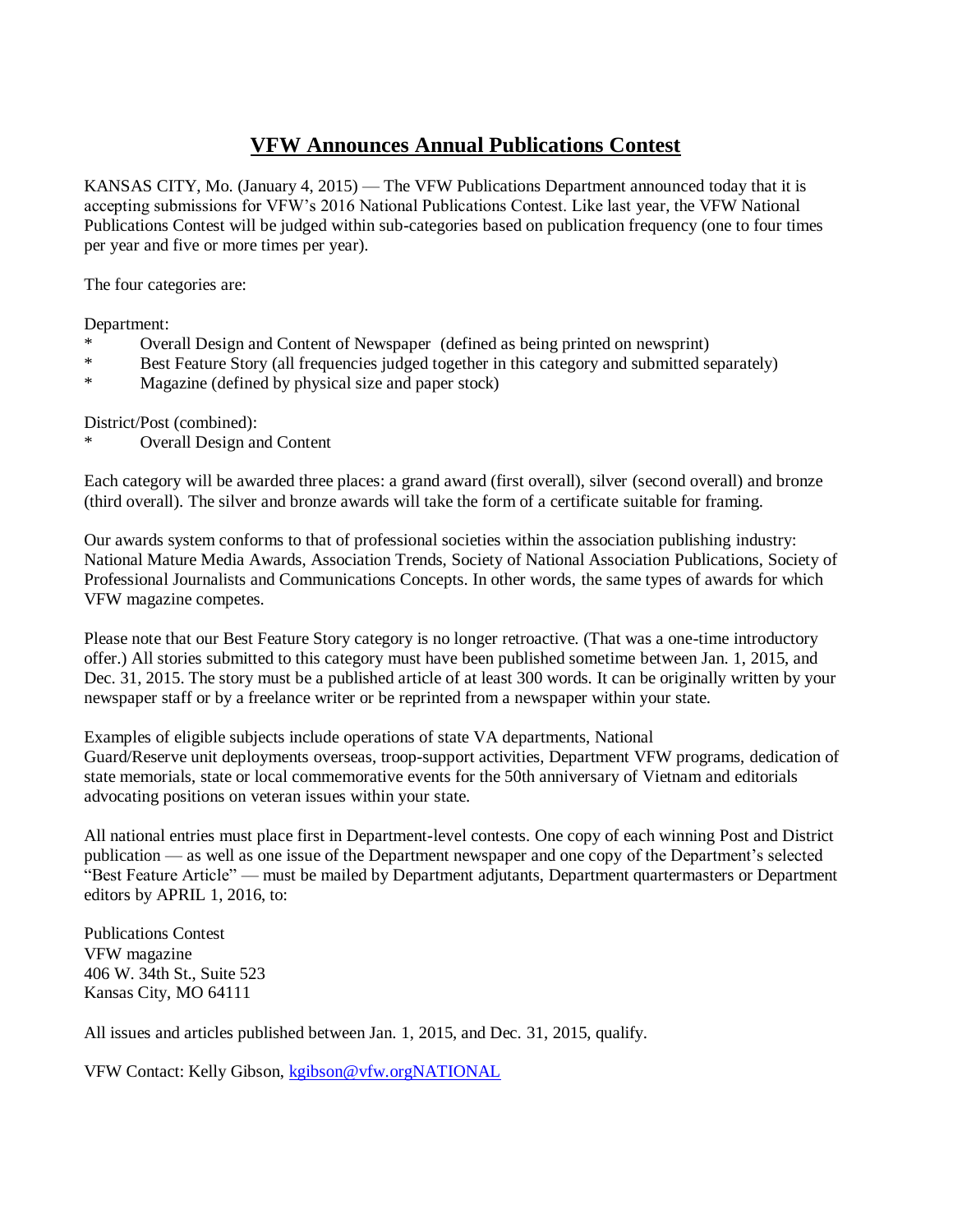# VFW Announces Annual Publications Contest

KANSAS CITY, Mo. (January 4, 2015) — The VFW Publications Department announced today that it is accepting submissions for VFW's 2016 National Publications Contest. Like last year, the VFW National Publications Contest will be judged within sub-categories based on publication frequency (one to four times per year and five or more times per year).

The four categories are:

Department:

* Overall Design and Content of Newspaper (defined as being printed on newsprint)
* Best Feature Story (all frequencies judged together in this category and submitted separately)
* Magazine (defined by physical size and paper stock)

District/Post (combined):

* Overall Design and Content

Each category will be awarded three places: a grand award (first overall), silver (second overall) and bronze (third overall). The silver and bronze awards will take the form of a certificate suitable for framing.

Our awards system conforms to that of professional societies within the association publishing industry: National Mature Media Awards, Association Trends, Society of National Association Publications, Society of Professional Journalists and Communications Concepts. In other words, the same types of awards for which VFW magazine competes.

Please note that our Best Feature Story category is no longer retroactive. (That was a one-time introductory offer.) All stories submitted to this category must have been published sometime between Jan. 1, 2015, and Dec. 31, 2015. The story must be a published article of at least 300 words. It can be originally written by your newspaper staff or by a freelance writer or be reprinted from a newspaper within your state.

Examples of eligible subjects include operations of state VA departments, National Guard/Reserve unit deployments overseas, troop-support activities, Department VFW programs, dedication of state memorials, state or local commemorative events for the 50th anniversary of Vietnam and editorials advocating positions on veteran issues within your state.

All national entries must place first in Department-level contests. One copy of each winning Post and District publication — as well as one issue of the Department newspaper and one copy of the Department's selected "Best Feature Article" — must be mailed by Department adjutants, Department quartermasters or Department editors by APRIL 1, 2016, to:

Publications Contest
VFW magazine
406 W. 34th St., Suite 523
Kansas City, MO 64111

All issues and articles published between Jan. 1, 2015, and Dec. 31, 2015, qualify.

VFW Contact: Kelly Gibson, kgibson@vfw.orgNATIONAL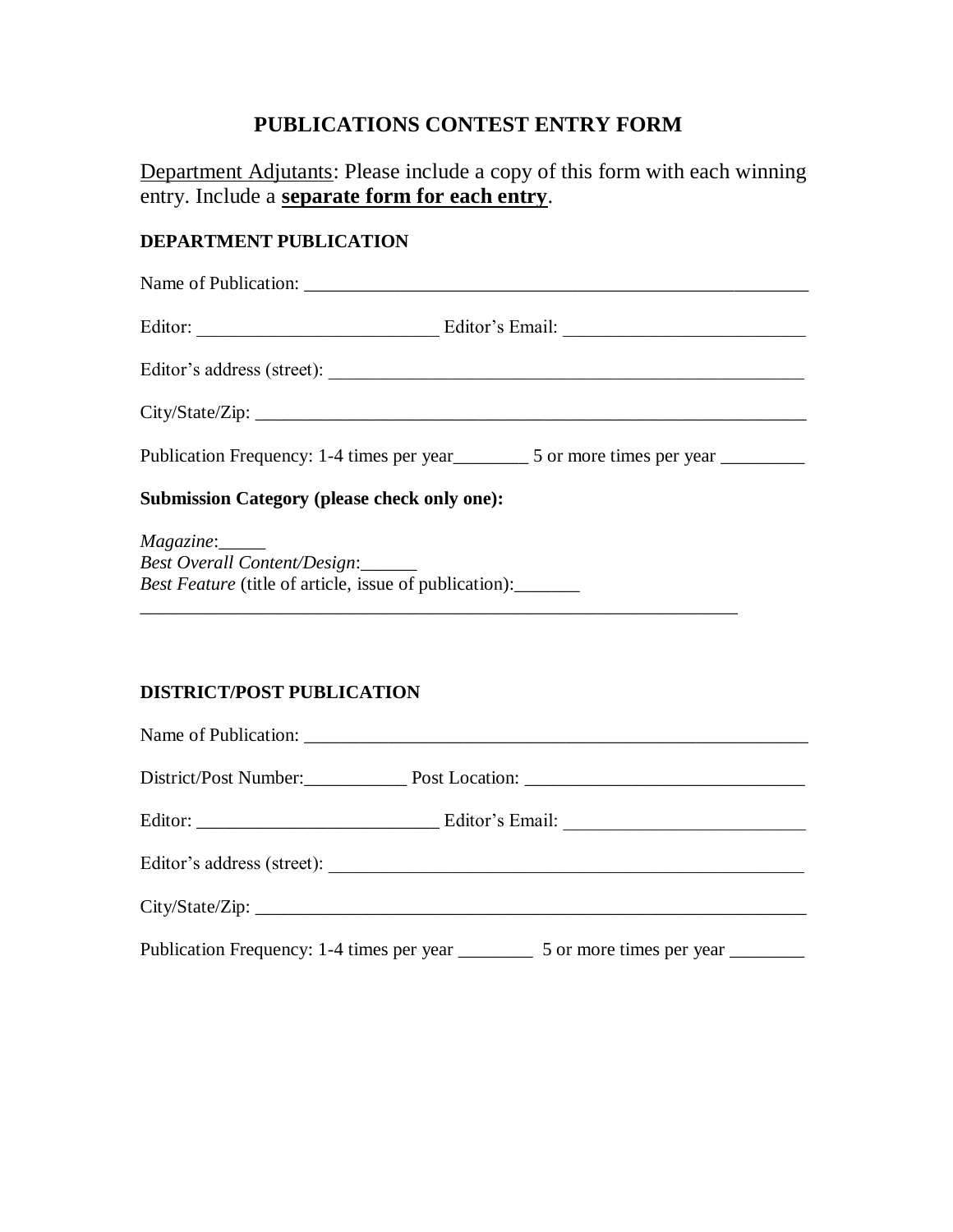# PUBLICATIONS CONTEST ENTRY FORM

Department Adjutants: Please include a copy of this form with each winning entry. Include a **separate form for each entry**.

### DEPARTMENT PUBLICATION

Name of Publication: ________________________________________________________

Editor: __________________________ Editor's Email: __________________________

Editor's address (street): ____________________________________________________

City/State/Zip: ____________________________________________________________

Publication Frequency: 1-4 times per year________ 5 or more times per year _________

**Submission Category (please check only one):**

*Magazine*:_____
*Best Overall Content/Design*:______
*Best Feature* (title of article, issue of publication):_______
___________________________________________________________________

### DISTRICT/POST PUBLICATION

Name of Publication: ________________________________________________________

District/Post Number:___________ Post Location: ______________________________

Editor: __________________________ Editor's Email: __________________________

Editor's address (street): ____________________________________________________

City/State/Zip: ____________________________________________________________

Publication Frequency: 1-4 times per year ________ 5 or more times per year ________